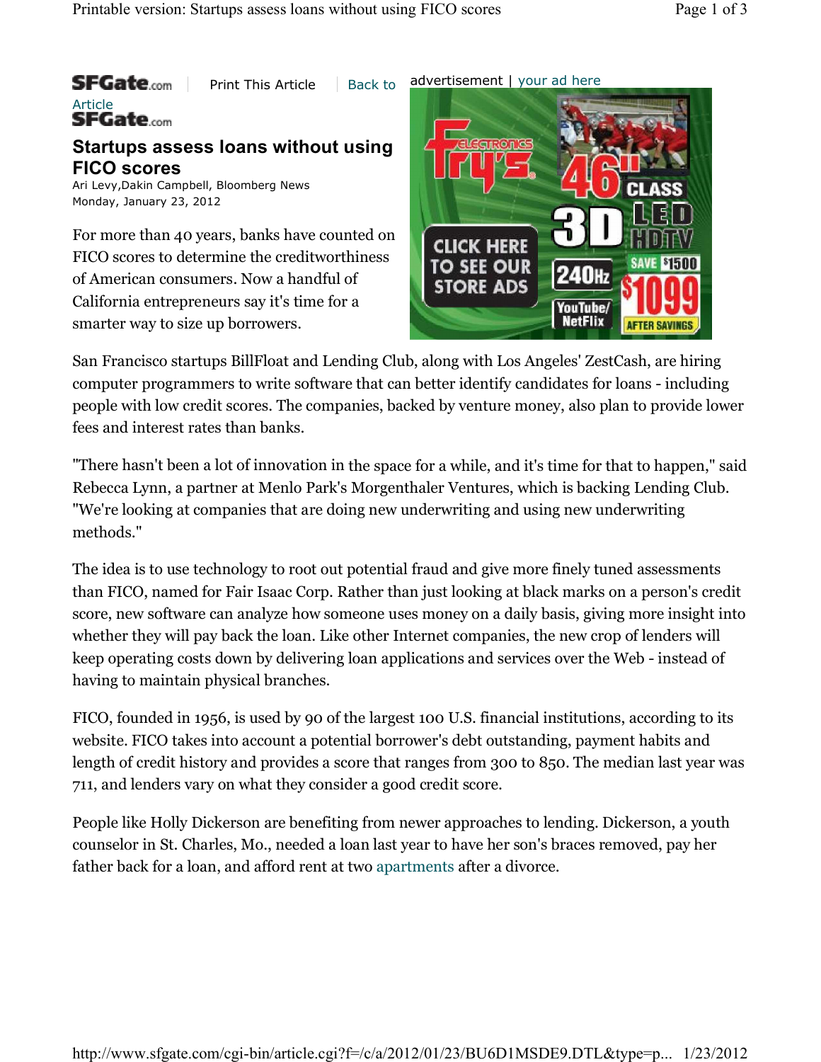SFGate.com | Print This Article | Back to Article

SFGate.com

## Startups assess loans without using FICO scores

Ari Levy,Dakin Campbell, Bloomberg News
Monday, January 23, 2012

For more than 40 years, banks have counted on FICO scores to determine the creditworthiness of American consumers. Now a handful of California entrepreneurs say it's time for a smarter way to size up borrowers.

San Francisco startups BillFloat and Lending Club, along with Los Angeles' ZestCash, are hiring computer programmers to write software that can better identify candidates for loans - including people with low credit scores. The companies, backed by venture money, also plan to provide lower fees and interest rates than banks.

"There hasn't been a lot of innovation in the space for a while, and it's time for that to happen," said Rebecca Lynn, a partner at Menlo Park's Morgenthaler Ventures, which is backing Lending Club. "We're looking at companies that are doing new underwriting and using new underwriting methods."

The idea is to use technology to root out potential fraud and give more finely tuned assessments than FICO, named for Fair Isaac Corp. Rather than just looking at black marks on a person's credit score, new software can analyze how someone uses money on a daily basis, giving more insight into whether they will pay back the loan. Like other Internet companies, the new crop of lenders will keep operating costs down by delivering loan applications and services over the Web - instead of having to maintain physical branches.

FICO, founded in 1956, is used by 90 of the largest 100 U.S. financial institutions, according to its website. FICO takes into account a potential borrower's debt outstanding, payment habits and length of credit history and provides a score that ranges from 300 to 850. The median last year was 711, and lenders vary on what they consider a good credit score.

People like Holly Dickerson are benefiting from newer approaches to lending. Dickerson, a youth counselor in St. Charles, Mo., needed a loan last year to have her son's braces removed, pay her father back for a loan, and afford rent at two apartments after a divorce.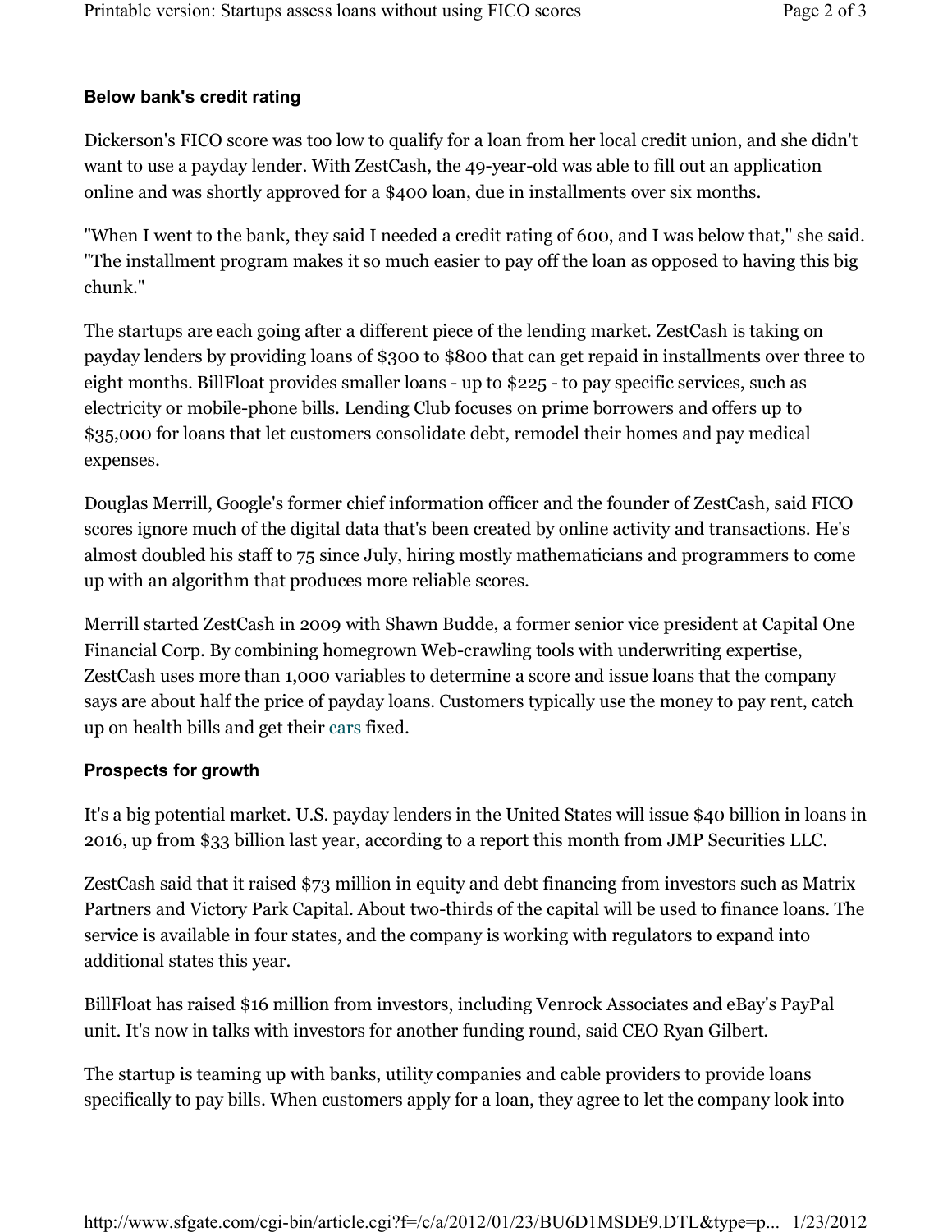### Below bank's credit rating

Dickerson's FICO score was too low to qualify for a loan from her local credit union, and she didn't want to use a payday lender. With ZestCash, the 49-year-old was able to fill out an application online and was shortly approved for a $400 loan, due in installments over six months.

"When I went to the bank, they said I needed a credit rating of 600, and I was below that," she said. "The installment program makes it so much easier to pay off the loan as opposed to having this big chunk."

The startups are each going after a different piece of the lending market. ZestCash is taking on payday lenders by providing loans of $300 to $800 that can get repaid in installments over three to eight months. BillFloat provides smaller loans - up to $225 - to pay specific services, such as electricity or mobile-phone bills. Lending Club focuses on prime borrowers and offers up to $35,000 for loans that let customers consolidate debt, remodel their homes and pay medical expenses.

Douglas Merrill, Google's former chief information officer and the founder of ZestCash, said FICO scores ignore much of the digital data that's been created by online activity and transactions. He's almost doubled his staff to 75 since July, hiring mostly mathematicians and programmers to come up with an algorithm that produces more reliable scores.

Merrill started ZestCash in 2009 with Shawn Budde, a former senior vice president at Capital One Financial Corp. By combining homegrown Web-crawling tools with underwriting expertise, ZestCash uses more than 1,000 variables to determine a score and issue loans that the company says are about half the price of payday loans. Customers typically use the money to pay rent, catch up on health bills and get their cars fixed.

### Prospects for growth

It's a big potential market. U.S. payday lenders in the United States will issue $40 billion in loans in 2016, up from $33 billion last year, according to a report this month from JMP Securities LLC.

ZestCash said that it raised $73 million in equity and debt financing from investors such as Matrix Partners and Victory Park Capital. About two-thirds of the capital will be used to finance loans. The service is available in four states, and the company is working with regulators to expand into additional states this year.

BillFloat has raised $16 million from investors, including Venrock Associates and eBay's PayPal unit. It's now in talks with investors for another funding round, said CEO Ryan Gilbert.

The startup is teaming up with banks, utility companies and cable providers to provide loans specifically to pay bills. When customers apply for a loan, they agree to let the company look into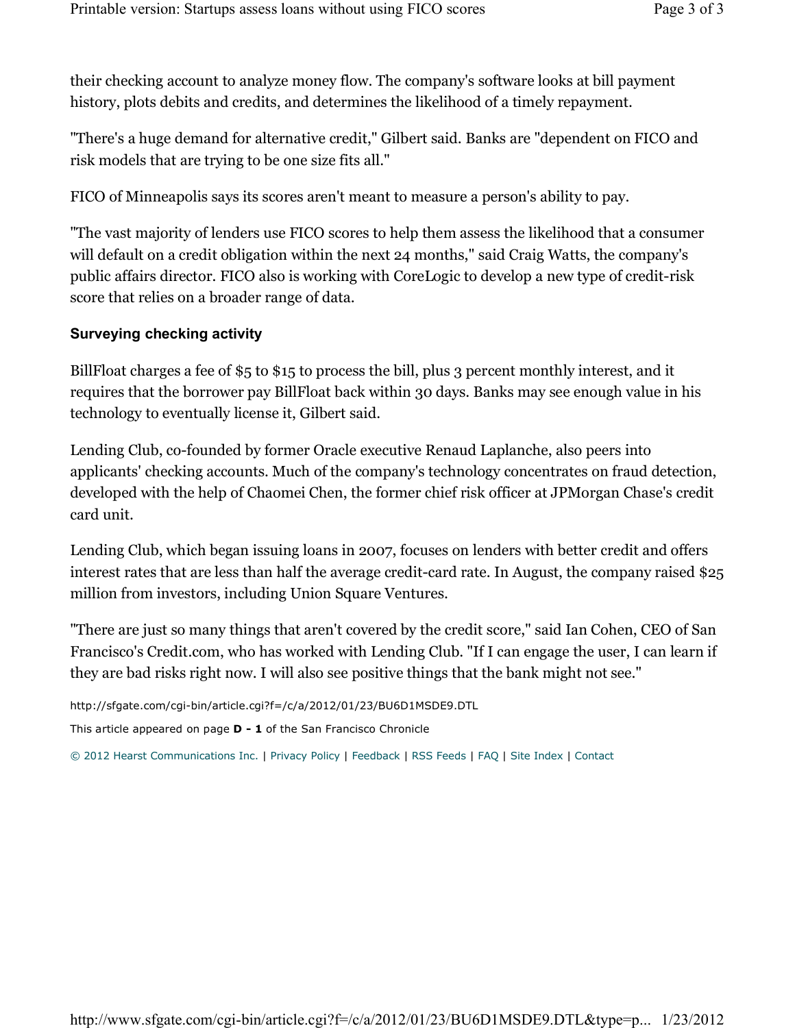their checking account to analyze money flow. The company's software looks at bill payment history, plots debits and credits, and determines the likelihood of a timely repayment.

"There's a huge demand for alternative credit," Gilbert said. Banks are "dependent on FICO and risk models that are trying to be one size fits all."

FICO of Minneapolis says its scores aren't meant to measure a person's ability to pay.

"The vast majority of lenders use FICO scores to help them assess the likelihood that a consumer will default on a credit obligation within the next 24 months," said Craig Watts, the company's public affairs director. FICO also is working with CoreLogic to develop a new type of credit-risk score that relies on a broader range of data.

### Surveying checking activity

BillFloat charges a fee of $5 to $15 to process the bill, plus 3 percent monthly interest, and it requires that the borrower pay BillFloat back within 30 days. Banks may see enough value in his technology to eventually license it, Gilbert said.

Lending Club, co-founded by former Oracle executive Renaud Laplanche, also peers into applicants' checking accounts. Much of the company's technology concentrates on fraud detection, developed with the help of Chaomei Chen, the former chief risk officer at JPMorgan Chase's credit card unit.

Lending Club, which began issuing loans in 2007, focuses on lenders with better credit and offers interest rates that are less than half the average credit-card rate. In August, the company raised $25 million from investors, including Union Square Ventures.

"There are just so many things that aren't covered by the credit score," said Ian Cohen, CEO of San Francisco's Credit.com, who has worked with Lending Club. "If I can engage the user, I can learn if they are bad risks right now. I will also see positive things that the bank might not see."

http://sfgate.com/cgi-bin/article.cgi?f=/c/a/2012/01/23/BU6D1MSDE9.DTL

This article appeared on page **D - 1** of the San Francisco Chronicle

© 2012 Hearst Communications Inc. | Privacy Policy | Feedback | RSS Feeds | FAQ | Site Index | Contact